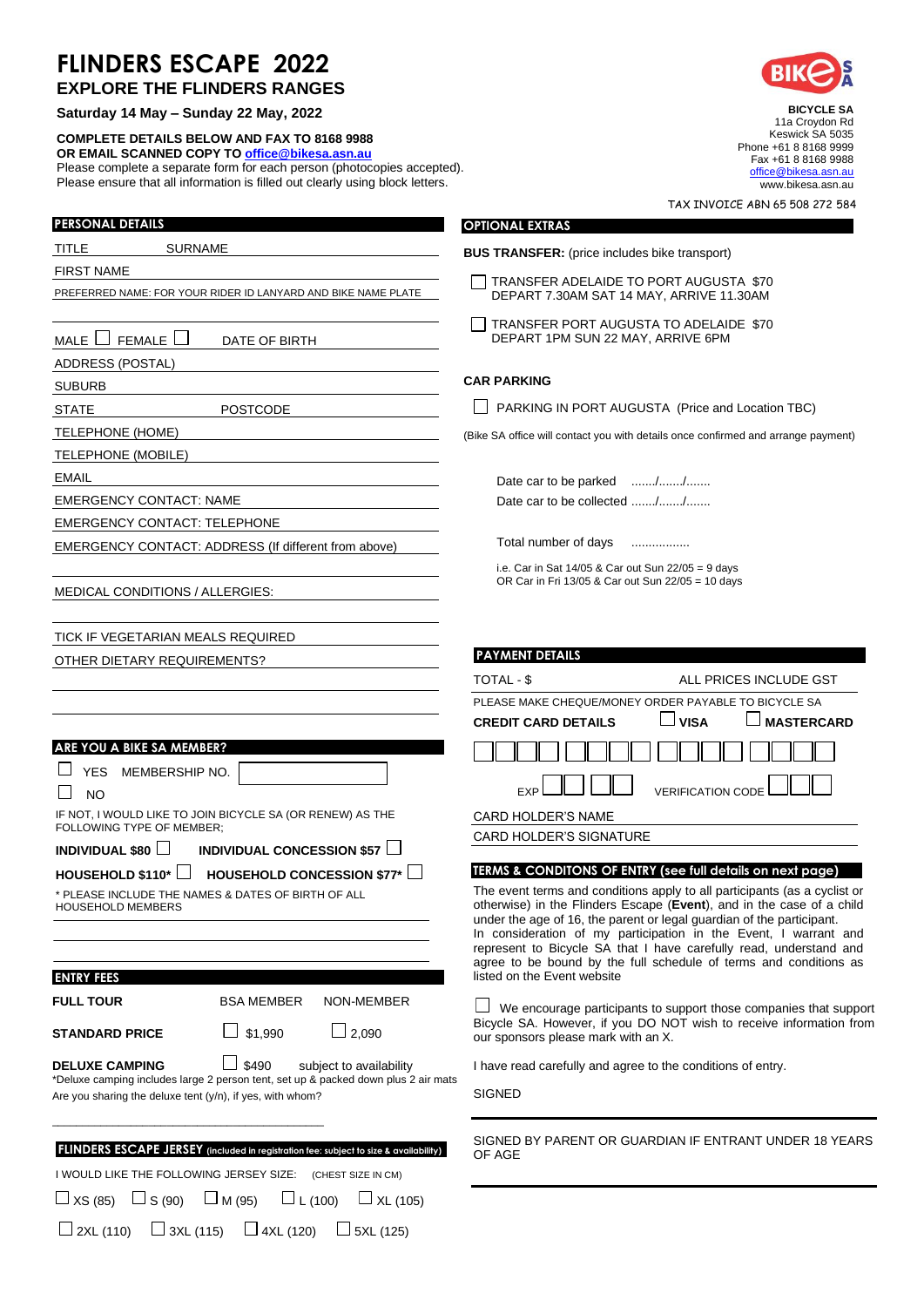# FLINDERS ESCAPE 2022

## EXPLORE THE FLINDERS RANGES

**Saturday 14 May – Sunday 22 May, 2022**

**COMPLETE DETAILS BELOW AND FAX TO 8168 9988**
**OR EMAIL SCANNED COPY TO office@bikesa.asn.au**
Please complete a separate form for each person (photocopies accepted).
Please ensure that all information is filled out clearly using block letters.

**BICYCLE SA**
11a Croydon Rd
Keswick SA 5035
Phone +61 8 8168 9999
Fax +61 8 8168 9988
office@bikesa.asn.au
www.bikesa.asn.au

TAX INVOICE ABN 65 508 272 584

## PERSONAL DETAILS

TITLE SURNAME

FIRST NAME

PREFERRED NAME: FOR YOUR RIDER ID LANYARD AND BIKE NAME PLATE

MALE ☐ FEMALE ☐ DATE OF BIRTH

ADDRESS (POSTAL)

SUBURB

STATE POSTCODE

TELEPHONE (HOME)

TELEPHONE (MOBILE)

EMAIL

EMERGENCY CONTACT: NAME

EMERGENCY CONTACT: TELEPHONE

EMERGENCY CONTACT: ADDRESS (If different from above)

MEDICAL CONDITIONS / ALLERGIES:

TICK IF VEGETARIAN MEALS REQUIRED

OTHER DIETARY REQUIREMENTS?

## ARE YOU A BIKE SA MEMBER?

☐ YES MEMBERSHIP NO. ☐

☐ NO

IF NOT, I WOULD LIKE TO JOIN BICYCLE SA (OR RENEW) AS THE FOLLOWING TYPE OF MEMBER;

**INDIVIDUAL $80** ☐ **INDIVIDUAL CONCESSION $57** ☐

**HOUSEHOLD $110\*** ☐ **HOUSEHOLD CONCESSION $77\*** ☐

\* PLEASE INCLUDE THE NAMES & DATES OF BIRTH OF ALL HOUSEHOLD MEMBERS

## ENTRY FEES

| **FULL TOUR** | BSA MEMBER | NON-MEMBER |
|---|---|---|
| **STANDARD PRICE** | ☐ $1,990 | ☐ 2,090 |
| **DELUXE CAMPING** | ☐ $490 | subject to availability |

\*Deluxe camping includes large 2 person tent, set up & packed down plus 2 air mats

Are you sharing the deluxe tent (y/n), if yes, with whom?

## FLINDERS ESCAPE JERSEY (included in registration fee: subject to size & availability)

I WOULD LIKE THE FOLLOWING JERSEY SIZE: (CHEST SIZE IN CM)

☐ XS (85) ☐ S (90) ☐ M (95) ☐ L (100) ☐ XL (105)

☐ 2XL (110) ☐ 3XL (115) ☐ 4XL (120) ☐ 5XL (125)

## OPTIONAL EXTRAS

**BUS TRANSFER:** (price includes bike transport)

☐ TRANSFER ADELAIDE TO PORT AUGUSTA $70
DEPART 7.30AM SAT 14 MAY, ARRIVE 11.30AM

☐ TRANSFER PORT AUGUSTA TO ADELAIDE $70
DEPART 1PM SUN 22 MAY, ARRIVE 6PM

**CAR PARKING**

☐ PARKING IN PORT AUGUSTA (Price and Location TBC)

(Bike SA office will contact you with details once confirmed and arrange payment)

Date car to be parked ......./......../.......

Date car to be collected ......./......../.......

Total number of days .................

i.e. Car in Sat 14/05 & Car out Sun 22/05 = 9 days
OR Car in Fri 13/05 & Car out Sun 22/05 = 10 days

## PAYMENT DETAILS

TOTAL - $ ALL PRICES INCLUDE GST

PLEASE MAKE CHEQUE/MONEY ORDER PAYABLE TO BICYCLE SA

**CREDIT CARD DETAILS** ☐ **VISA** ☐ **MASTERCARD**

EXP VERIFICATION CODE

CARD HOLDER'S NAME

CARD HOLDER'S SIGNATURE

## TERMS & CONDITONS OF ENTRY (see full details on next page)

The event terms and conditions apply to all participants (as a cyclist or otherwise) in the Flinders Escape (**Event**), and in the case of a child under the age of 16, the parent or legal guardian of the participant. In consideration of my participation in the Event, I warrant and represent to Bicycle SA that I have carefully read, understand and agree to be bound by the full schedule of terms and conditions as listed on the Event website

☐ We encourage participants to support those companies that support Bicycle SA. However, if you DO NOT wish to receive information from our sponsors please mark with an X.

I have read carefully and agree to the conditions of entry.

SIGNED

SIGNED BY PARENT OR GUARDIAN IF ENTRANT UNDER 18 YEARS OF AGE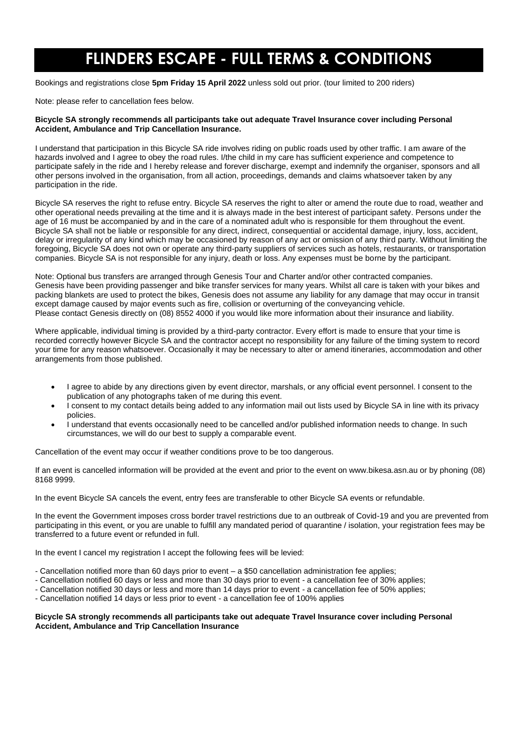# FLINDERS ESCAPE - FULL TERMS & CONDITIONS

Bookings and registrations close **5pm Friday 15 April 2022** unless sold out prior. (tour limited to 200 riders)

Note: please refer to cancellation fees below.

**Bicycle SA strongly recommends all participants take out adequate Travel Insurance cover including Personal Accident, Ambulance and Trip Cancellation Insurance.**

I understand that participation in this Bicycle SA ride involves riding on public roads used by other traffic. I am aware of the hazards involved and I agree to obey the road rules. I/the child in my care has sufficient experience and competence to participate safely in the ride and I hereby release and forever discharge, exempt and indemnify the organiser, sponsors and all other persons involved in the organisation, from all action, proceedings, demands and claims whatsoever taken by any participation in the ride.

Bicycle SA reserves the right to refuse entry. Bicycle SA reserves the right to alter or amend the route due to road, weather and other operational needs prevailing at the time and it is always made in the best interest of participant safety. Persons under the age of 16 must be accompanied by and in the care of a nominated adult who is responsible for them throughout the event. Bicycle SA shall not be liable or responsible for any direct, indirect, consequential or accidental damage, injury, loss, accident, delay or irregularity of any kind which may be occasioned by reason of any act or omission of any third party. Without limiting the foregoing, Bicycle SA does not own or operate any third-party suppliers of services such as hotels, restaurants, or transportation companies. Bicycle SA is not responsible for any injury, death or loss. Any expenses must be borne by the participant.

Note: Optional bus transfers are arranged through Genesis Tour and Charter and/or other contracted companies.
Genesis have been providing passenger and bike transfer services for many years. Whilst all care is taken with your bikes and packing blankets are used to protect the bikes, Genesis does not assume any liability for any damage that may occur in transit except damage caused by major events such as fire, collision or overturning of the conveyancing vehicle.
Please contact Genesis directly on (08) 8552 4000 if you would like more information about their insurance and liability.

Where applicable, individual timing is provided by a third-party contractor. Every effort is made to ensure that your time is recorded correctly however Bicycle SA and the contractor accept no responsibility for any failure of the timing system to record your time for any reason whatsoever. Occasionally it may be necessary to alter or amend itineraries, accommodation and other arrangements from those published.

- I agree to abide by any directions given by event director, marshals, or any official event personnel. I consent to the publication of any photographs taken of me during this event.
- I consent to my contact details being added to any information mail out lists used by Bicycle SA in line with its privacy policies.
- I understand that events occasionally need to be cancelled and/or published information needs to change. In such circumstances, we will do our best to supply a comparable event.

Cancellation of the event may occur if weather conditions prove to be too dangerous.

If an event is cancelled information will be provided at the event and prior to the event on www.bikesa.asn.au or by phoning (08) 8168 9999.

In the event Bicycle SA cancels the event, entry fees are transferable to other Bicycle SA events or refundable.

In the event the Government imposes cross border travel restrictions due to an outbreak of Covid-19 and you are prevented from participating in this event, or you are unable to fulfill any mandated period of quarantine / isolation, your registration fees may be transferred to a future event or refunded in full.

In the event I cancel my registration I accept the following fees will be levied:

- Cancellation notified more than 60 days prior to event – a $50 cancellation administration fee applies;
- Cancellation notified 60 days or less and more than 30 days prior to event - a cancellation fee of 30% applies;
- Cancellation notified 30 days or less and more than 14 days prior to event - a cancellation fee of 50% applies;
- Cancellation notified 14 days or less prior to event - a cancellation fee of 100% applies

**Bicycle SA strongly recommends all participants take out adequate Travel Insurance cover including Personal Accident, Ambulance and Trip Cancellation Insurance**